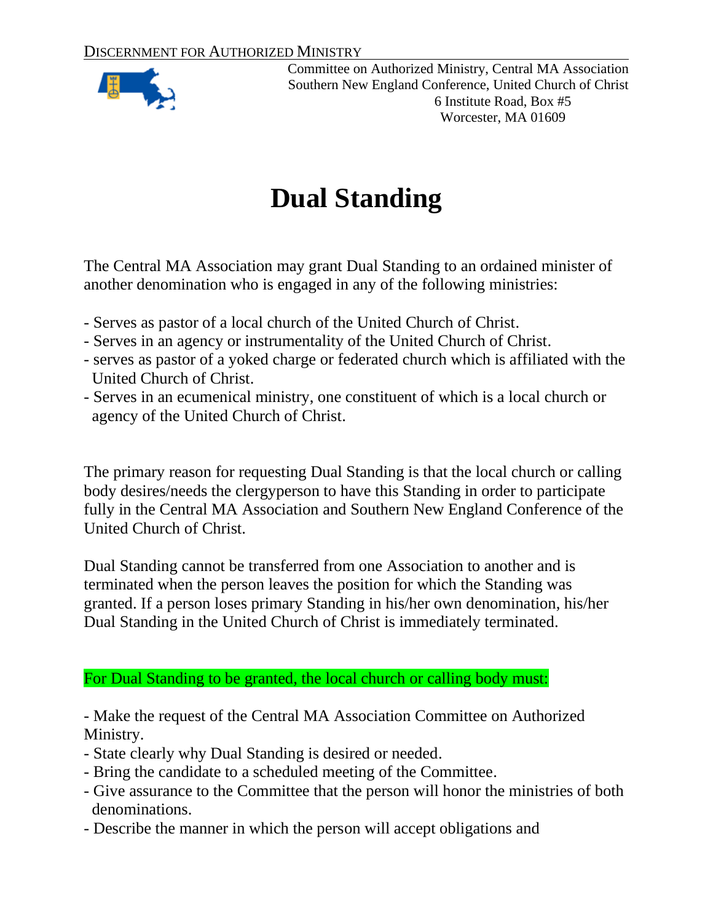DISCERNMENT FOR AUTHORIZED MINISTRY

Committee on Authorized Ministry, Central MA Association
Southern New England Conference, United Church of Christ
6 Institute Road, Box #5
Worcester, MA 01609

# Dual Standing

The Central MA Association may grant Dual Standing to an ordained minister of another denomination who is engaged in any of the following ministries:

- Serves as pastor of a local church of the United Church of Christ.
- Serves in an agency or instrumentality of the United Church of Christ.
- serves as pastor of a yoked charge or federated church which is affiliated with the United Church of Christ.
- Serves in an ecumenical ministry, one constituent of which is a local church or agency of the United Church of Christ.

The primary reason for requesting Dual Standing is that the local church or calling body desires/needs the clergyperson to have this Standing in order to participate fully in the Central MA Association and Southern New England Conference of the United Church of Christ.

Dual Standing cannot be transferred from one Association to another and is terminated when the person leaves the position for which the Standing was granted. If a person loses primary Standing in his/her own denomination, his/her Dual Standing in the United Church of Christ is immediately terminated.

For Dual Standing to be granted, the local church or calling body must:

- Make the request of the Central MA Association Committee on Authorized Ministry.
- State clearly why Dual Standing is desired or needed.
- Bring the candidate to a scheduled meeting of the Committee.
- Give assurance to the Committee that the person will honor the ministries of both denominations.
- Describe the manner in which the person will accept obligations and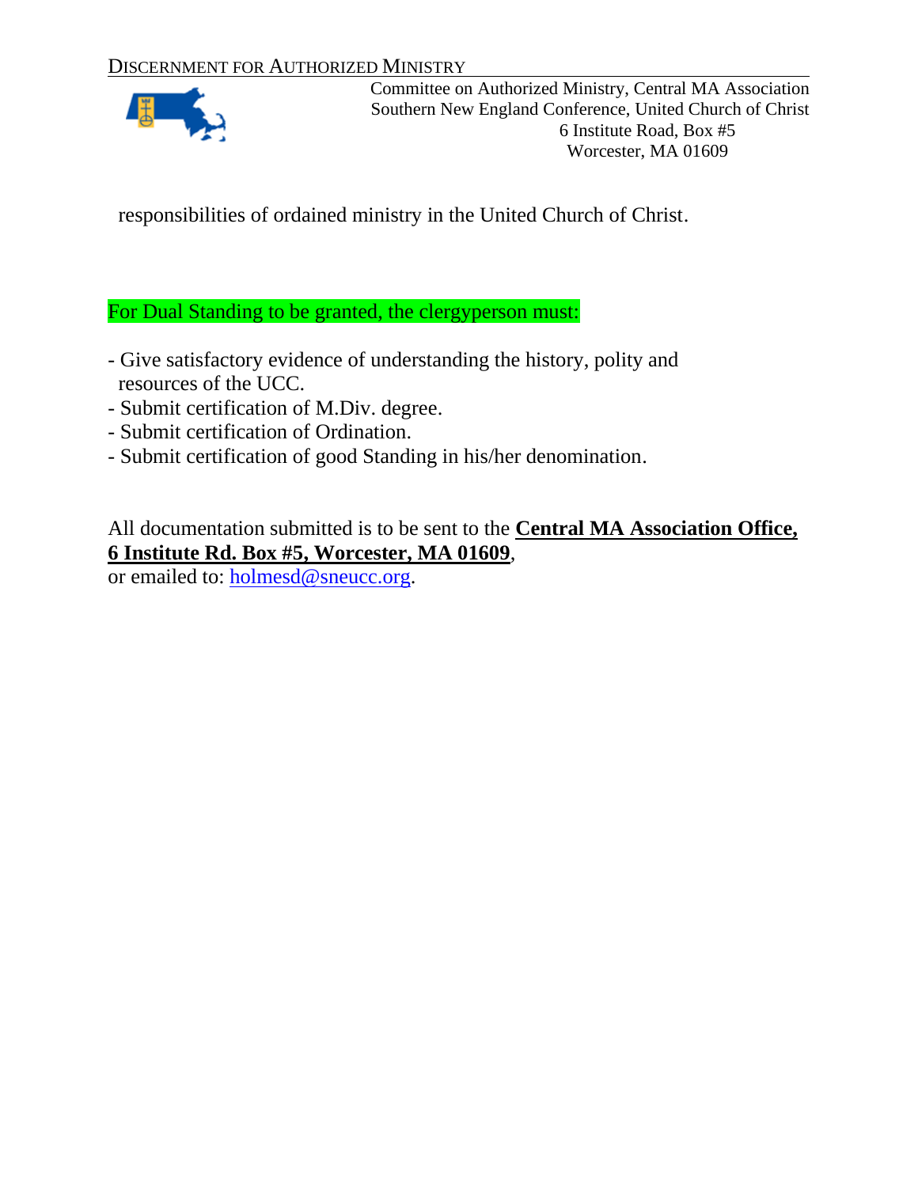responsibilities of ordained ministry in the United Church of Christ.

For Dual Standing to be granted, the clergyperson must:

- Give satisfactory evidence of understanding the history, polity and resources of the UCC.
- Submit certification of M.Div. degree.
- Submit certification of Ordination.
- Submit certification of good Standing in his/her denomination.

All documentation submitted is to be sent to the **Central MA Association Office, 6 Institute Rd. Box #5, Worcester, MA 01609**,
or emailed to: holmesd@sneucc.org.